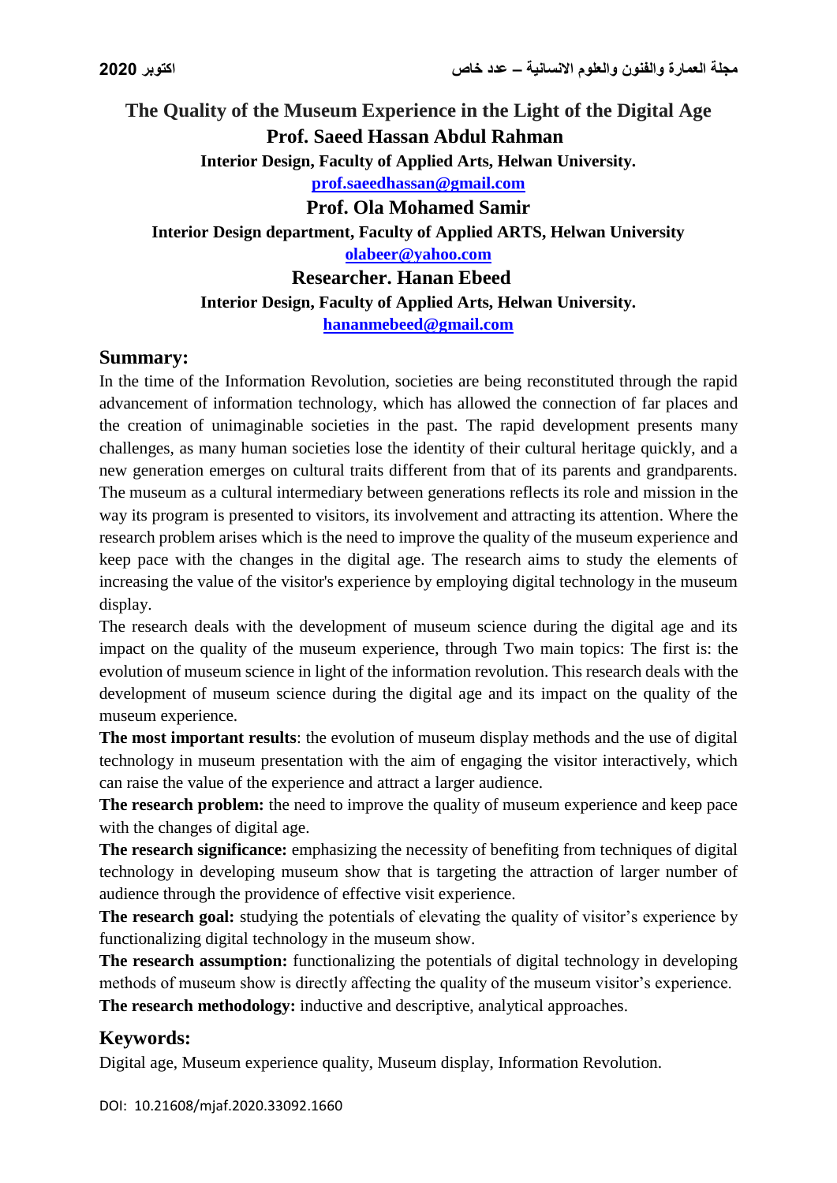# The Quality of the Museum Experience in the Light of the Digital Age

**Prof. Saeed Hassan Abdul Rahman**

**Interior Design, Faculty of Applied Arts, Helwan University.**

**prof.saeedhassan@gmail.com**

**Prof. Ola Mohamed Samir**

**Interior Design department, Faculty of Applied ARTS, Helwan University**

**olabeer@yahoo.com**

**Researcher. Hanan Ebeed**

**Interior Design, Faculty of Applied Arts, Helwan University.**

**hananmebeed@gmail.com**

## Summary:

In the time of the Information Revolution, societies are being reconstituted through the rapid advancement of information technology, which has allowed the connection of far places and the creation of unimaginable societies in the past. The rapid development presents many challenges, as many human societies lose the identity of their cultural heritage quickly, and a new generation emerges on cultural traits different from that of its parents and grandparents. The museum as a cultural intermediary between generations reflects its role and mission in the way its program is presented to visitors, its involvement and attracting its attention. Where the research problem arises which is the need to improve the quality of the museum experience and keep pace with the changes in the digital age. The research aims to study the elements of increasing the value of the visitor's experience by employing digital technology in the museum display.

The research deals with the development of museum science during the digital age and its impact on the quality of the museum experience, through Two main topics: The first is: the evolution of museum science in light of the information revolution. This research deals with the development of museum science during the digital age and its impact on the quality of the museum experience.

**The most important results**: the evolution of museum display methods and the use of digital technology in museum presentation with the aim of engaging the visitor interactively, which can raise the value of the experience and attract a larger audience.

**The research problem:** the need to improve the quality of museum experience and keep pace with the changes of digital age.

**The research significance:** emphasizing the necessity of benefiting from techniques of digital technology in developing museum show that is targeting the attraction of larger number of audience through the providence of effective visit experience.

**The research goal:** studying the potentials of elevating the quality of visitor's experience by functionalizing digital technology in the museum show.

**The research assumption:** functionalizing the potentials of digital technology in developing methods of museum show is directly affecting the quality of the museum visitor's experience.

**The research methodology:** inductive and descriptive, analytical approaches.

## Keywords:

Digital age, Museum experience quality, Museum display, Information Revolution.

DOI: 10.21608/mjaf.2020.33092.1660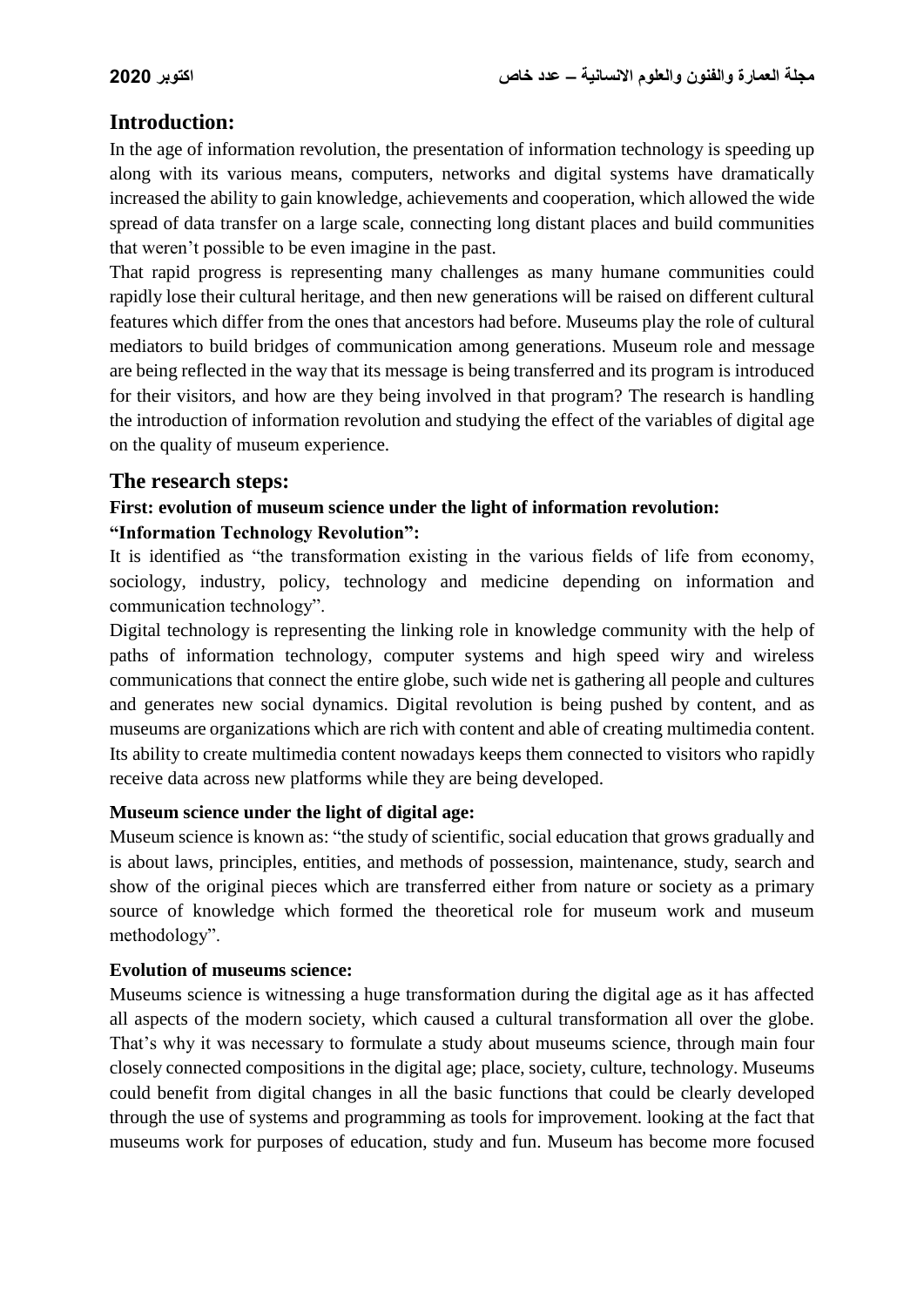## Introduction:

In the age of information revolution, the presentation of information technology is speeding up along with its various means, computers, networks and digital systems have dramatically increased the ability to gain knowledge, achievements and cooperation, which allowed the wide spread of data transfer on a large scale, connecting long distant places and build communities that weren't possible to be even imagine in the past.

That rapid progress is representing many challenges as many humane communities could rapidly lose their cultural heritage, and then new generations will be raised on different cultural features which differ from the ones that ancestors had before. Museums play the role of cultural mediators to build bridges of communication among generations. Museum role and message are being reflected in the way that its message is being transferred and its program is introduced for their visitors, and how are they being involved in that program? The research is handling the introduction of information revolution and studying the effect of the variables of digital age on the quality of museum experience.

## The research steps:

### First: evolution of museum science under the light of information revolution:

#### "Information Technology Revolution":

It is identified as "the transformation existing in the various fields of life from economy, sociology, industry, policy, technology and medicine depending on information and communication technology".

Digital technology is representing the linking role in knowledge community with the help of paths of information technology, computer systems and high speed wiry and wireless communications that connect the entire globe, such wide net is gathering all people and cultures and generates new social dynamics. Digital revolution is being pushed by content, and as museums are organizations which are rich with content and able of creating multimedia content. Its ability to create multimedia content nowadays keeps them connected to visitors who rapidly receive data across new platforms while they are being developed.

#### Museum science under the light of digital age:

Museum science is known as: "the study of scientific, social education that grows gradually and is about laws, principles, entities, and methods of possession, maintenance, study, search and show of the original pieces which are transferred either from nature or society as a primary source of knowledge which formed the theoretical role for museum work and museum methodology".

#### Evolution of museums science:

Museums science is witnessing a huge transformation during the digital age as it has affected all aspects of the modern society, which caused a cultural transformation all over the globe. That's why it was necessary to formulate a study about museums science, through main four closely connected compositions in the digital age; place, society, culture, technology. Museums could benefit from digital changes in all the basic functions that could be clearly developed through the use of systems and programming as tools for improvement. looking at the fact that museums work for purposes of education, study and fun. Museum has become more focused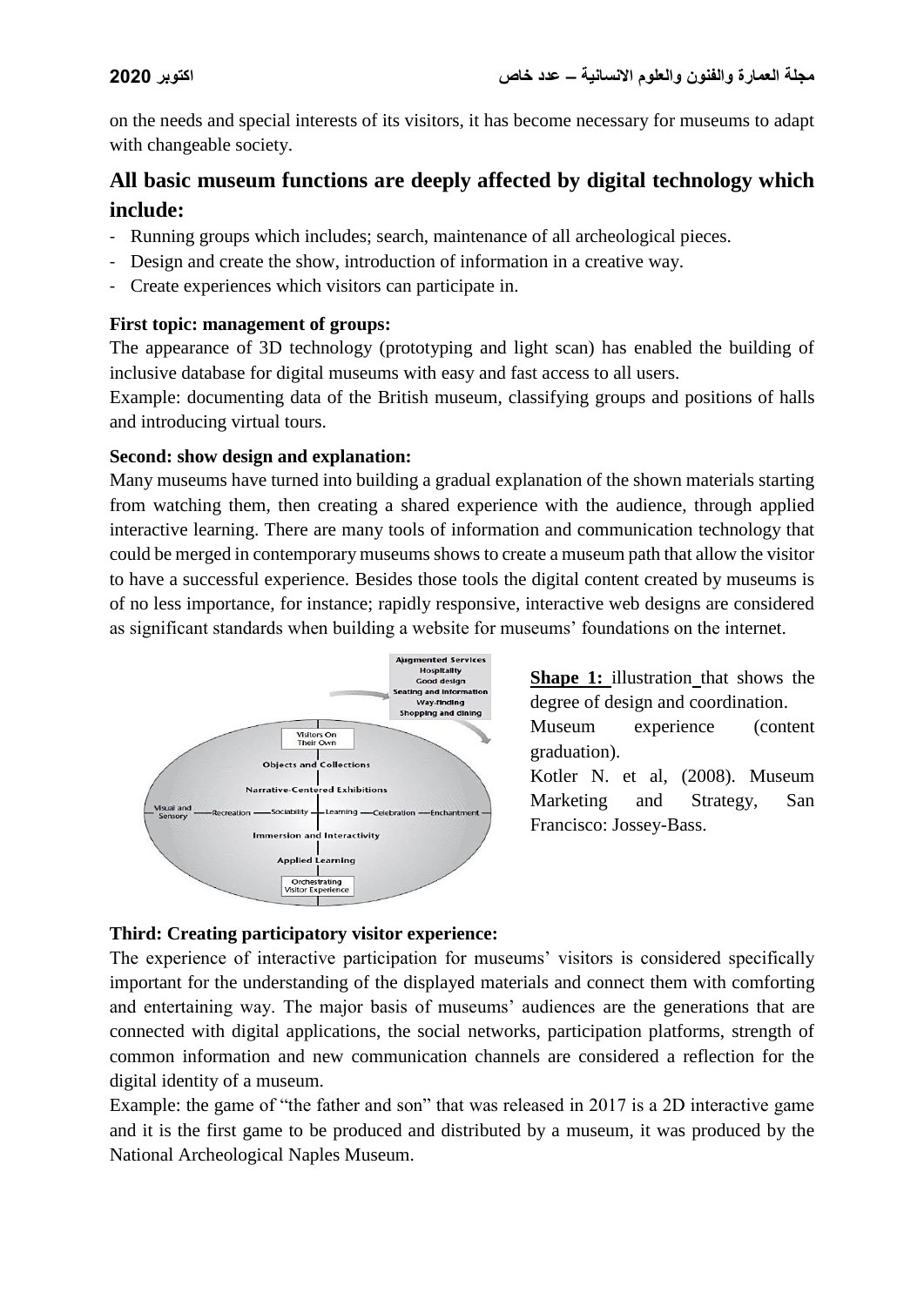on the needs and special interests of its visitors, it has become necessary for museums to adapt with changeable society.

## All basic museum functions are deeply affected by digital technology which include:

- Running groups which includes; search, maintenance of all archeological pieces.
- Design and create the show, introduction of information in a creative way.
- Create experiences which visitors can participate in.

**First topic: management of groups:**

The appearance of 3D technology (prototyping and light scan) has enabled the building of inclusive database for digital museums with easy and fast access to all users.

Example: documenting data of the British museum, classifying groups and positions of halls and introducing virtual tours.

**Second: show design and explanation:**

Many museums have turned into building a gradual explanation of the shown materials starting from watching them, then creating a shared experience with the audience, through applied interactive learning. There are many tools of information and communication technology that could be merged in contemporary museums shows to create a museum path that allow the visitor to have a successful experience. Besides those tools the digital content created by museums is of no less importance, for instance; rapidly responsive, interactive web designs are considered as significant standards when building a website for museums' foundations on the internet.

**Shape 1:** illustration that shows the degree of design and coordination. Museum experience (content graduation).

Kotler N. et al, (2008). Museum Marketing and Strategy, San Francisco: Jossey-Bass.

**Third: Creating participatory visitor experience:**

The experience of interactive participation for museums' visitors is considered specifically important for the understanding of the displayed materials and connect them with comforting and entertaining way. The major basis of museums' audiences are the generations that are connected with digital applications, the social networks, participation platforms, strength of common information and new communication channels are considered a reflection for the digital identity of a museum.

Example: the game of "the father and son" that was released in 2017 is a 2D interactive game and it is the first game to be produced and distributed by a museum, it was produced by the National Archeological Naples Museum.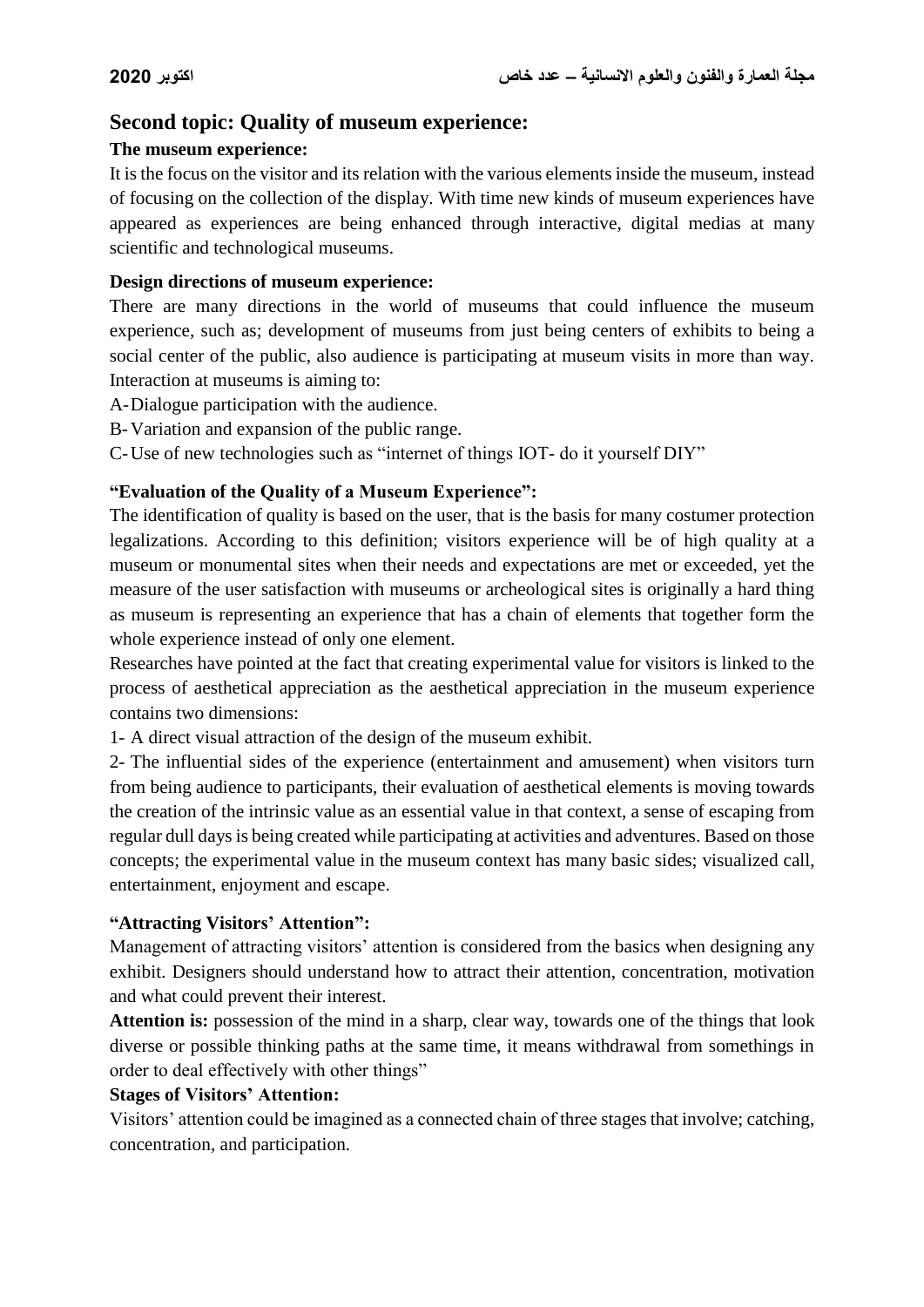## Second topic: Quality of museum experience:

**The museum experience:**

It is the focus on the visitor and its relation with the various elements inside the museum, instead of focusing on the collection of the display. With time new kinds of museum experiences have appeared as experiences are being enhanced through interactive, digital medias at many scientific and technological museums.

**Design directions of museum experience:**

There are many directions in the world of museums that could influence the museum experience, such as; development of museums from just being centers of exhibits to being a social center of the public, also audience is participating at museum visits in more than way. Interaction at museums is aiming to:

A- Dialogue participation with the audience.

B- Variation and expansion of the public range.

C- Use of new technologies such as "internet of things IOT- do it yourself DIY"

**"Evaluation of the Quality of a Museum Experience":**

The identification of quality is based on the user, that is the basis for many costumer protection legalizations. According to this definition; visitors experience will be of high quality at a museum or monumental sites when their needs and expectations are met or exceeded, yet the measure of the user satisfaction with museums or archeological sites is originally a hard thing as museum is representing an experience that has a chain of elements that together form the whole experience instead of only one element.

Researches have pointed at the fact that creating experimental value for visitors is linked to the process of aesthetical appreciation as the aesthetical appreciation in the museum experience contains two dimensions:

1- A direct visual attraction of the design of the museum exhibit.

2- The influential sides of the experience (entertainment and amusement) when visitors turn from being audience to participants, their evaluation of aesthetical elements is moving towards the creation of the intrinsic value as an essential value in that context, a sense of escaping from regular dull days is being created while participating at activities and adventures. Based on those concepts; the experimental value in the museum context has many basic sides; visualized call, entertainment, enjoyment and escape.

**"Attracting Visitors' Attention":**

Management of attracting visitors' attention is considered from the basics when designing any exhibit. Designers should understand how to attract their attention, concentration, motivation and what could prevent their interest.

**Attention is:** possession of the mind in a sharp, clear way, towards one of the things that look diverse or possible thinking paths at the same time, it means withdrawal from somethings in order to deal effectively with other things"

**Stages of Visitors' Attention:**

Visitors' attention could be imagined as a connected chain of three stages that involve; catching, concentration, and participation.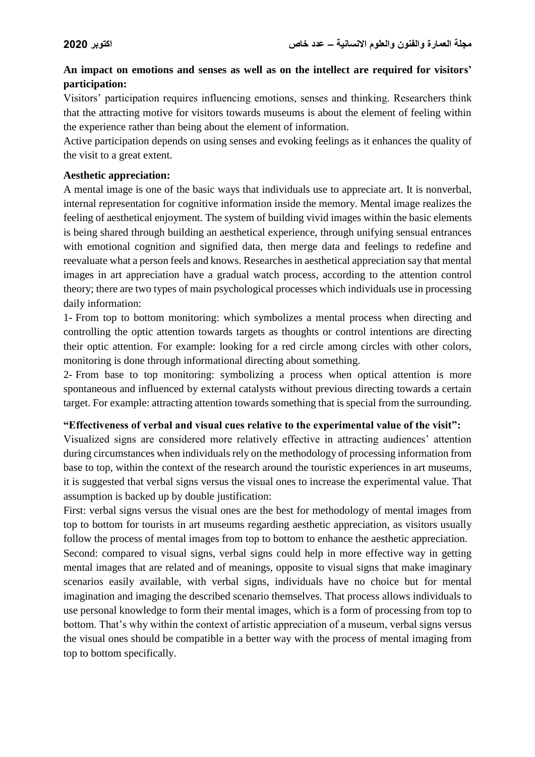**An impact on emotions and senses as well as on the intellect are required for visitors' participation:**

Visitors' participation requires influencing emotions, senses and thinking. Researchers think that the attracting motive for visitors towards museums is about the element of feeling within the experience rather than being about the element of information.

Active participation depends on using senses and evoking feelings as it enhances the quality of the visit to a great extent.

**Aesthetic appreciation:**

A mental image is one of the basic ways that individuals use to appreciate art. It is nonverbal, internal representation for cognitive information inside the memory. Mental image realizes the feeling of aesthetical enjoyment. The system of building vivid images within the basic elements is being shared through building an aesthetical experience, through unifying sensual entrances with emotional cognition and signified data, then merge data and feelings to redefine and reevaluate what a person feels and knows. Researches in aesthetical appreciation say that mental images in art appreciation have a gradual watch process, according to the attention control theory; there are two types of main psychological processes which individuals use in processing daily information:

1- From top to bottom monitoring: which symbolizes a mental process when directing and controlling the optic attention towards targets as thoughts or control intentions are directing their optic attention. For example: looking for a red circle among circles with other colors, monitoring is done through informational directing about something.

2- From base to top monitoring: symbolizing a process when optical attention is more spontaneous and influenced by external catalysts without previous directing towards a certain target. For example: attracting attention towards something that is special from the surrounding.

**"Effectiveness of verbal and visual cues relative to the experimental value of the visit":**

Visualized signs are considered more relatively effective in attracting audiences' attention during circumstances when individuals rely on the methodology of processing information from base to top, within the context of the research around the touristic experiences in art museums, it is suggested that verbal signs versus the visual ones to increase the experimental value. That assumption is backed up by double justification:

First: verbal signs versus the visual ones are the best for methodology of mental images from top to bottom for tourists in art museums regarding aesthetic appreciation, as visitors usually follow the process of mental images from top to bottom to enhance the aesthetic appreciation.

Second: compared to visual signs, verbal signs could help in more effective way in getting mental images that are related and of meanings, opposite to visual signs that make imaginary scenarios easily available, with verbal signs, individuals have no choice but for mental imagination and imaging the described scenario themselves. That process allows individuals to use personal knowledge to form their mental images, which is a form of processing from top to bottom. That's why within the context of artistic appreciation of a museum, verbal signs versus the visual ones should be compatible in a better way with the process of mental imaging from top to bottom specifically.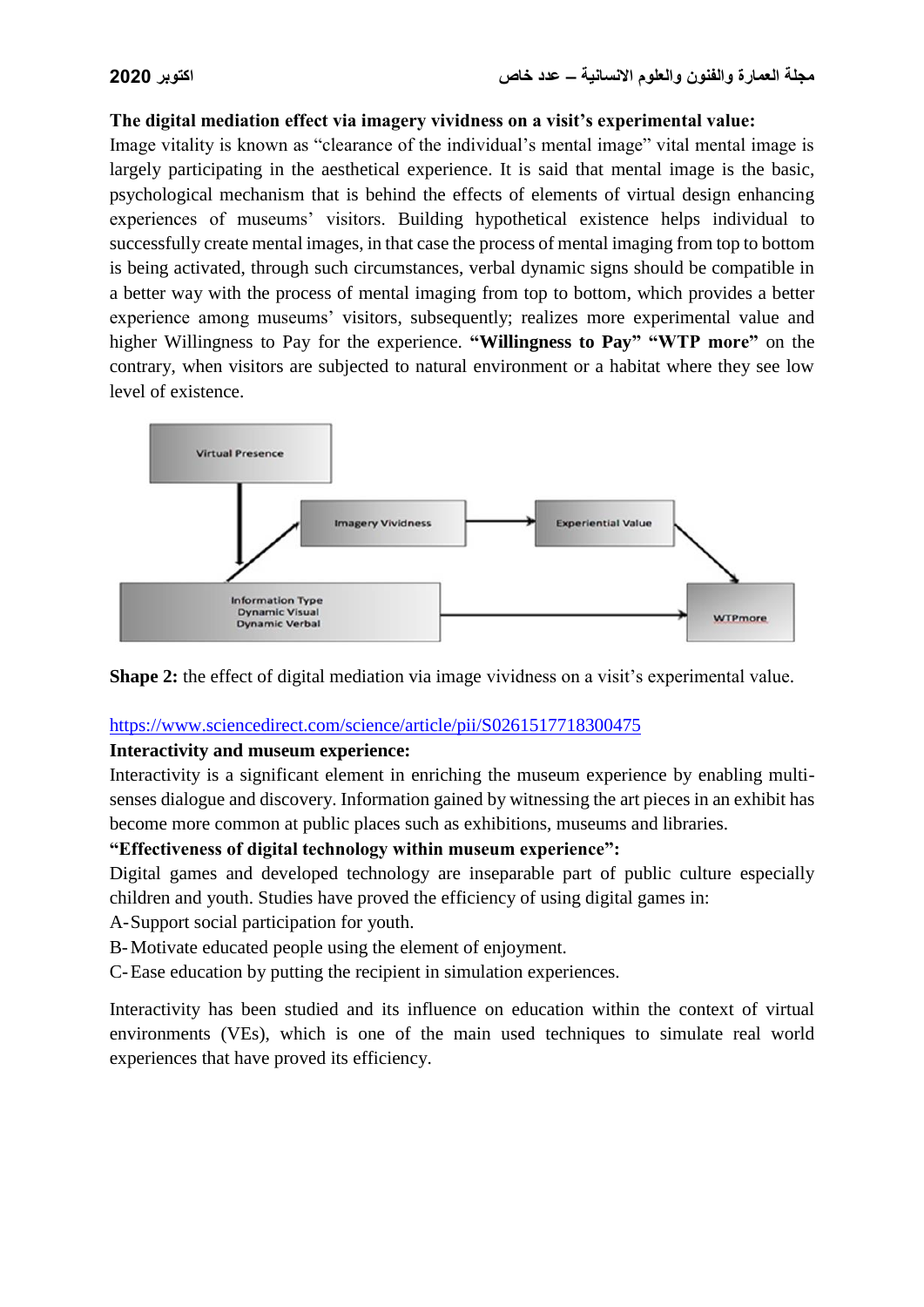**The digital mediation effect via imagery vividness on a visit's experimental value:**

Image vitality is known as "clearance of the individual's mental image" vital mental image is largely participating in the aesthetical experience. It is said that mental image is the basic, psychological mechanism that is behind the effects of elements of virtual design enhancing experiences of museums' visitors. Building hypothetical existence helps individual to successfully create mental images, in that case the process of mental imaging from top to bottom is being activated, through such circumstances, verbal dynamic signs should be compatible in a better way with the process of mental imaging from top to bottom, which provides a better experience among museums' visitors, subsequently; realizes more experimental value and higher Willingness to Pay for the experience. **"Willingness to Pay" "WTP more"** on the contrary, when visitors are subjected to natural environment or a habitat where they see low level of existence.

Virtual Presence

Imagery Vividness

Experiential Value

Information Type
Dynamic Visual
Dynamic Verbal

WTPmore

**Shape 2:** the effect of digital mediation via image vividness on a visit's experimental value.

https://www.sciencedirect.com/science/article/pii/S0261517718300475

**Interactivity and museum experience:**

Interactivity is a significant element in enriching the museum experience by enabling multi-senses dialogue and discovery. Information gained by witnessing the art pieces in an exhibit has become more common at public places such as exhibitions, museums and libraries.

**"Effectiveness of digital technology within museum experience":**

Digital games and developed technology are inseparable part of public culture especially children and youth. Studies have proved the efficiency of using digital games in:

A- Support social participation for youth.

B- Motivate educated people using the element of enjoyment.

C- Ease education by putting the recipient in simulation experiences.

Interactivity has been studied and its influence on education within the context of virtual environments (VEs), which is one of the main used techniques to simulate real world experiences that have proved its efficiency.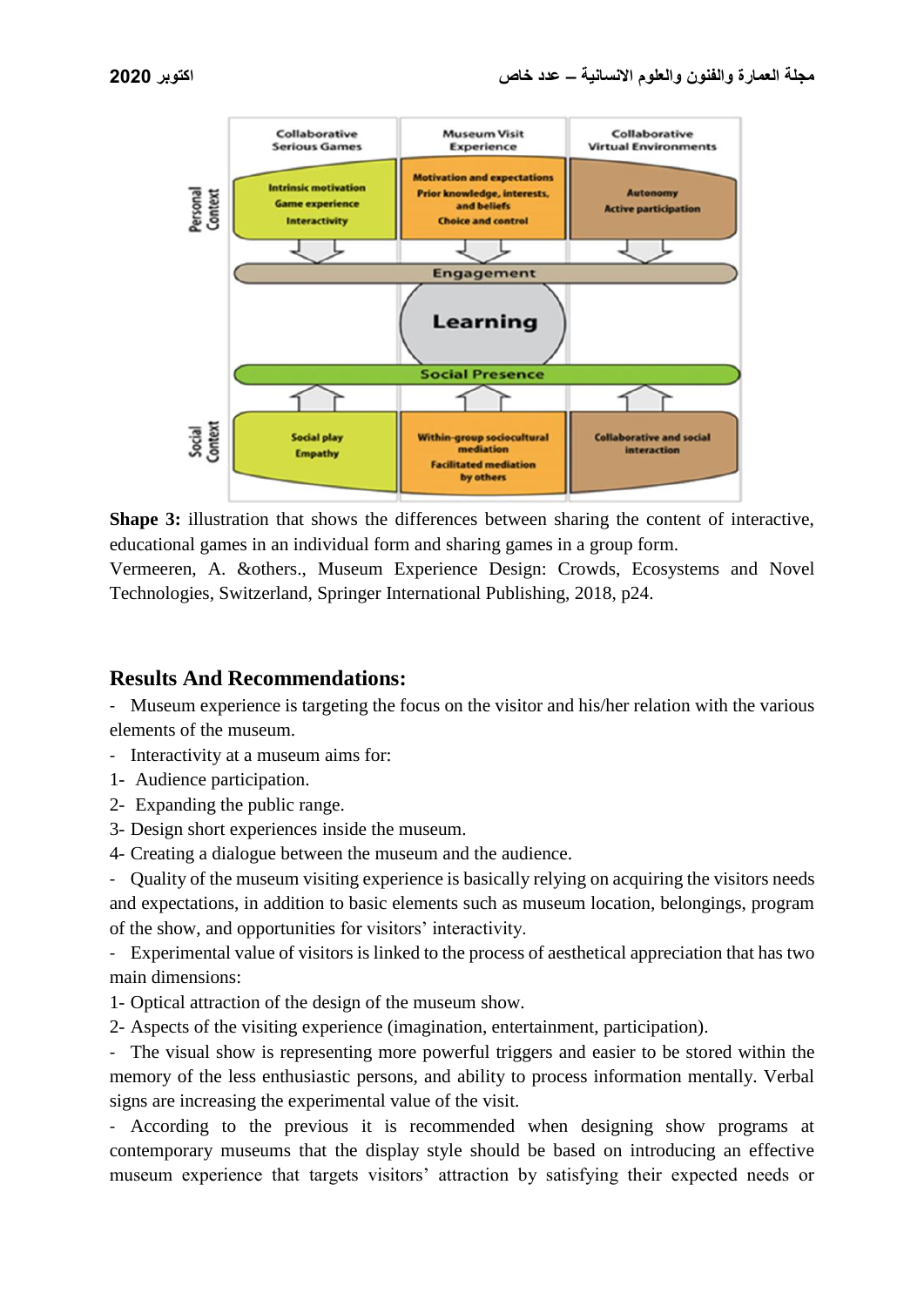**Shape 3:** illustration that shows the differences between sharing the content of interactive, educational games in an individual form and sharing games in a group form.
Vermeeren, A. &others., Museum Experience Design: Crowds, Ecosystems and Novel Technologies, Switzerland, Springer International Publishing, 2018, p24.

## Results And Recommendations:

- Museum experience is targeting the focus on the visitor and his/her relation with the various elements of the museum.
- Interactivity at a museum aims for:

1- Audience participation.
2- Expanding the public range.
3- Design short experiences inside the museum.
4- Creating a dialogue between the museum and the audience.

- Quality of the museum visiting experience is basically relying on acquiring the visitors needs and expectations, in addition to basic elements such as museum location, belongings, program of the show, and opportunities for visitors' interactivity.
- Experimental value of visitors is linked to the process of aesthetical appreciation that has two main dimensions:

1- Optical attraction of the design of the museum show.
2- Aspects of the visiting experience (imagination, entertainment, participation).

- The visual show is representing more powerful triggers and easier to be stored within the memory of the less enthusiastic persons, and ability to process information mentally. Verbal signs are increasing the experimental value of the visit.
- According to the previous it is recommended when designing show programs at contemporary museums that the display style should be based on introducing an effective museum experience that targets visitors' attraction by satisfying their expected needs or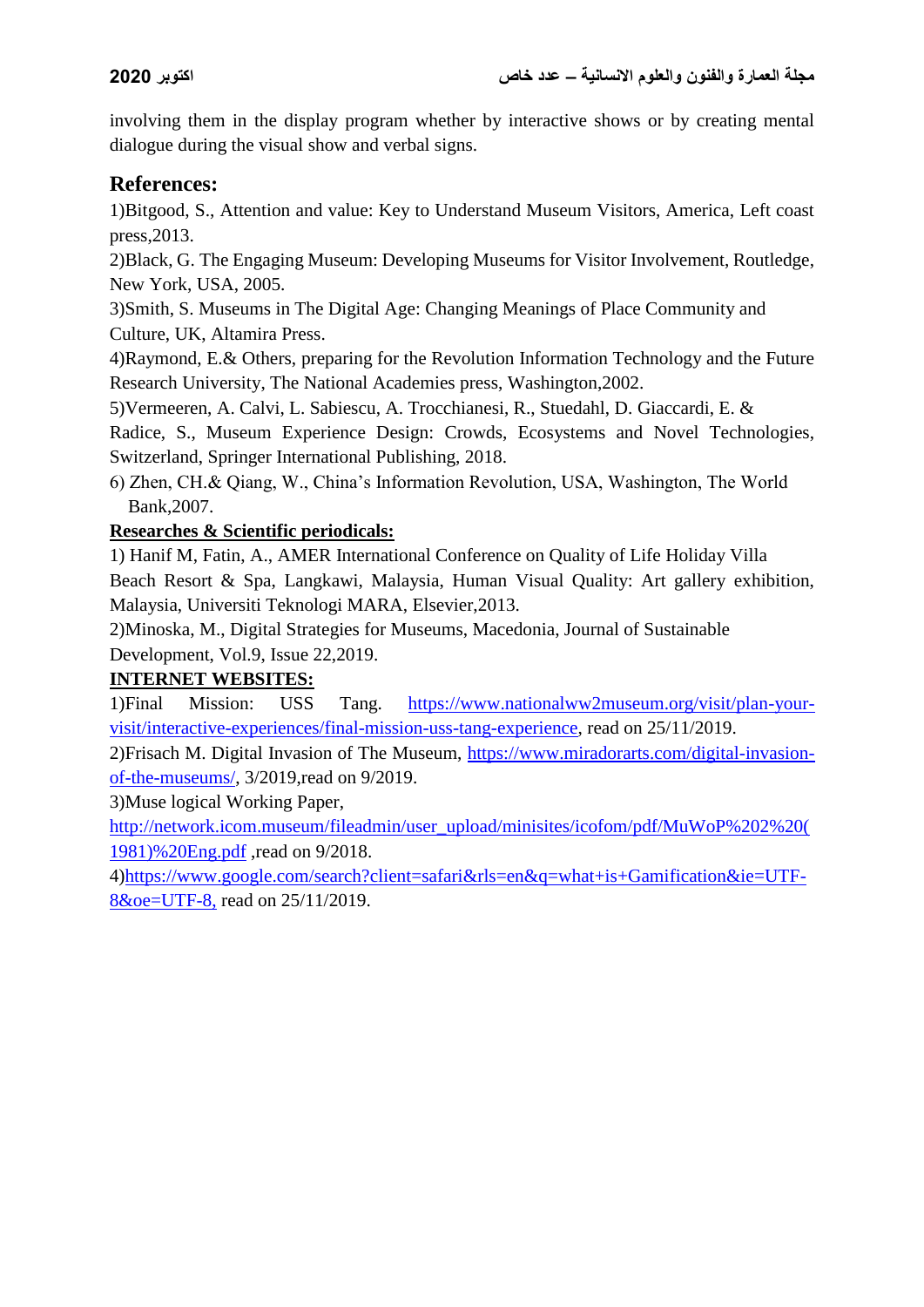involving them in the display program whether by interactive shows or by creating mental dialogue during the visual show and verbal signs.

## References:

1)Bitgood, S., Attention and value: Key to Understand Museum Visitors, America, Left coast press,2013.

2)Black, G. The Engaging Museum: Developing Museums for Visitor Involvement, Routledge, New York, USA, 2005.

3)Smith, S. Museums in The Digital Age: Changing Meanings of Place Community and Culture, UK, Altamira Press.

4)Raymond, E.& Others, preparing for the Revolution Information Technology and the Future Research University, The National Academies press, Washington,2002.

5)Vermeeren, A. Calvi, L. Sabiescu, A. Trocchianesi, R., Stuedahl, D. Giaccardi, E. & Radice, S., Museum Experience Design: Crowds, Ecosystems and Novel Technologies, Switzerland, Springer International Publishing, 2018.

6) Zhen, CH.& Qiang, W., China's Information Revolution, USA, Washington, The World Bank,2007.

**Researches & Scientific periodicals:**

1) Hanif M, Fatin, A., AMER International Conference on Quality of Life Holiday Villa Beach Resort & Spa, Langkawi, Malaysia, Human Visual Quality: Art gallery exhibition, Malaysia, Universiti Teknologi MARA, Elsevier,2013.

2)Minoska, M., Digital Strategies for Museums, Macedonia, Journal of Sustainable Development, Vol.9, Issue 22,2019.

**INTERNET WEBSITES:**

1)Final Mission: USS Tang. https://www.nationalww2museum.org/visit/plan-your-visit/interactive-experiences/final-mission-uss-tang-experience, read on 25/11/2019.

2)Frisach M. Digital Invasion of The Museum, https://www.miradorarts.com/digital-invasion-of-the-museums/, 3/2019,read on 9/2019.

3)Muse logical Working Paper, http://network.icom.museum/fileadmin/user_upload/minisites/icofom/pdf/MuWoP%202%20(1981)%20Eng.pdf ,read on 9/2018.

4)https://www.google.com/search?client=safari&rls=en&q=what+is+Gamification&ie=UTF-8&oe=UTF-8, read on 25/11/2019.